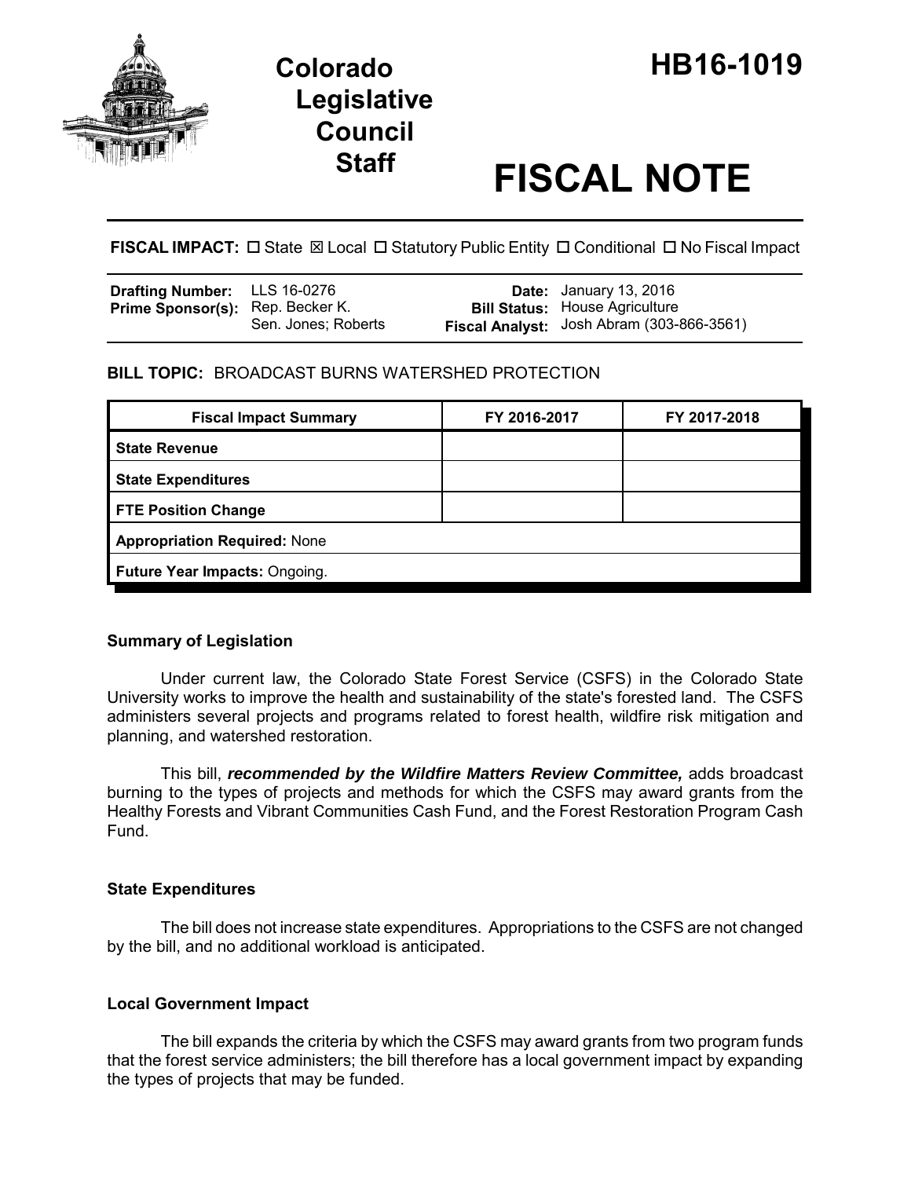# Colorado Legislative Council Staff

# HB16-1019

# FISCAL NOTE

**FISCAL IMPACT:** ☐ State ☒ Local ☐ Statutory Public Entity ☐ Conditional ☐ No Fiscal Impact

| | | | |
|---|---|---|---|
| **Drafting Number:** | LLS 16-0276 | **Date:** | January 13, 2016 |
| **Prime Sponsor(s):** | Rep. Becker K.<br>Sen. Jones; Roberts | **Bill Status:** | House Agriculture |
| | | **Fiscal Analyst:** | Josh Abram (303-866-3561) |

**BILL TOPIC:** BROADCAST BURNS WATERSHED PROTECTION

| Fiscal Impact Summary | FY 2016-2017 | FY 2017-2018 |
|---|---|---|
| **State Revenue** | | |
| **State Expenditures** | | |
| **FTE Position Change** | | |
| **Appropriation Required:** None | | |
| **Future Year Impacts:** Ongoing. | | |

### Summary of Legislation

Under current law, the Colorado State Forest Service (CSFS) in the Colorado State University works to improve the health and sustainability of the state's forested land. The CSFS administers several projects and programs related to forest health, wildfire risk mitigation and planning, and watershed restoration.

This bill, ***recommended by the Wildfire Matters Review Committee,*** adds broadcast burning to the types of projects and methods for which the CSFS may award grants from the Healthy Forests and Vibrant Communities Cash Fund, and the Forest Restoration Program Cash Fund.

### State Expenditures

The bill does not increase state expenditures. Appropriations to the CSFS are not changed by the bill, and no additional workload is anticipated.

### Local Government Impact

The bill expands the criteria by which the CSFS may award grants from two program funds that the forest service administers; the bill therefore has a local government impact by expanding the types of projects that may be funded.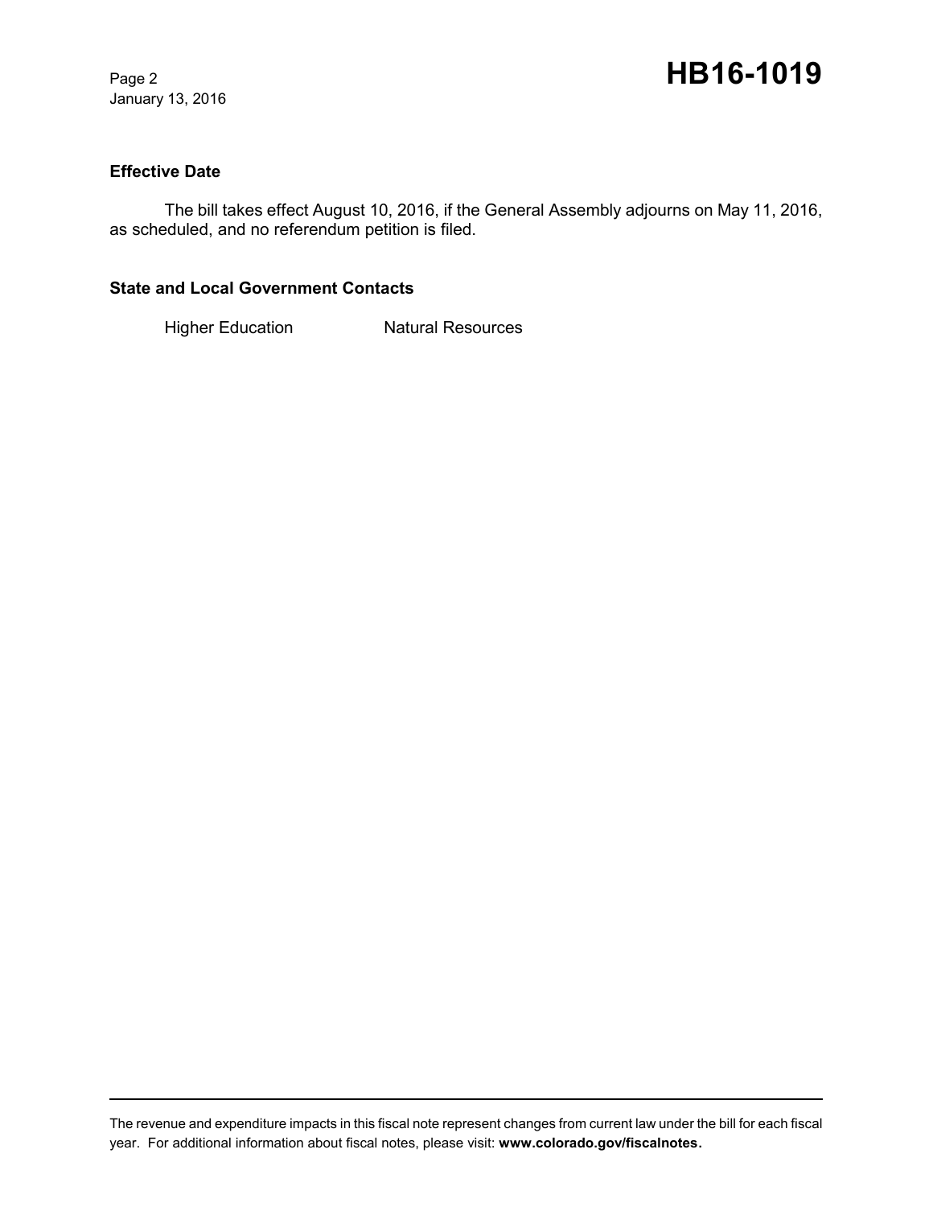## Effective Date

The bill takes effect August 10, 2016, if the General Assembly adjourns on May 11, 2016, as scheduled, and no referendum petition is filed.

## State and Local Government Contacts

Higher Education Natural Resources

The revenue and expenditure impacts in this fiscal note represent changes from current law under the bill for each fiscal year. For additional information about fiscal notes, please visit: **www.colorado.gov/fiscalnotes.**